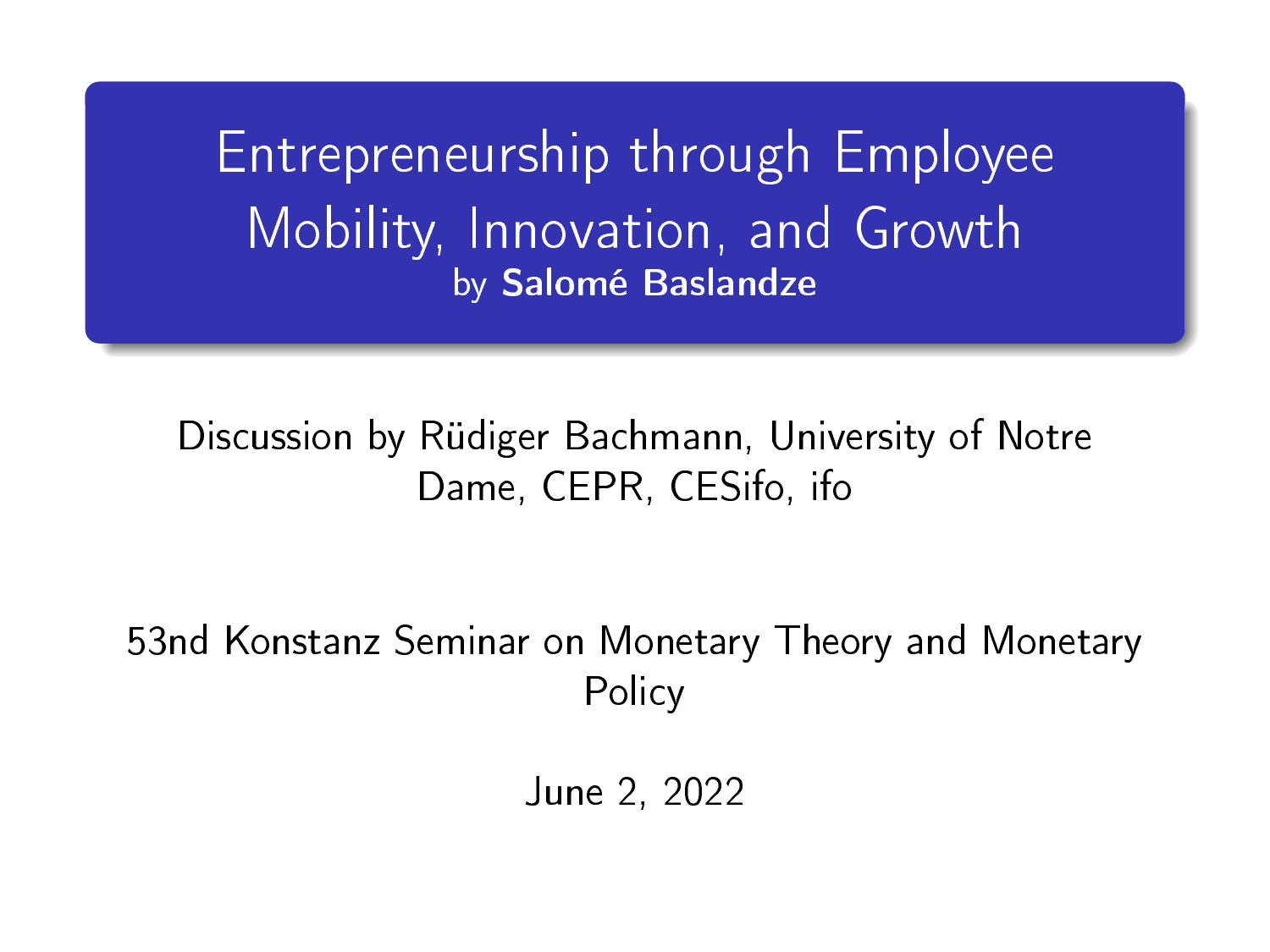# Entrepreneurship through Employee Mobility, Innovation, and Growth

by **Salomé Baslandze**

Discussion by Rüdiger Bachmann, University of Notre Dame, CEPR, CESifo, ifo

53nd Konstanz Seminar on Monetary Theory and Monetary Policy

June 2, 2022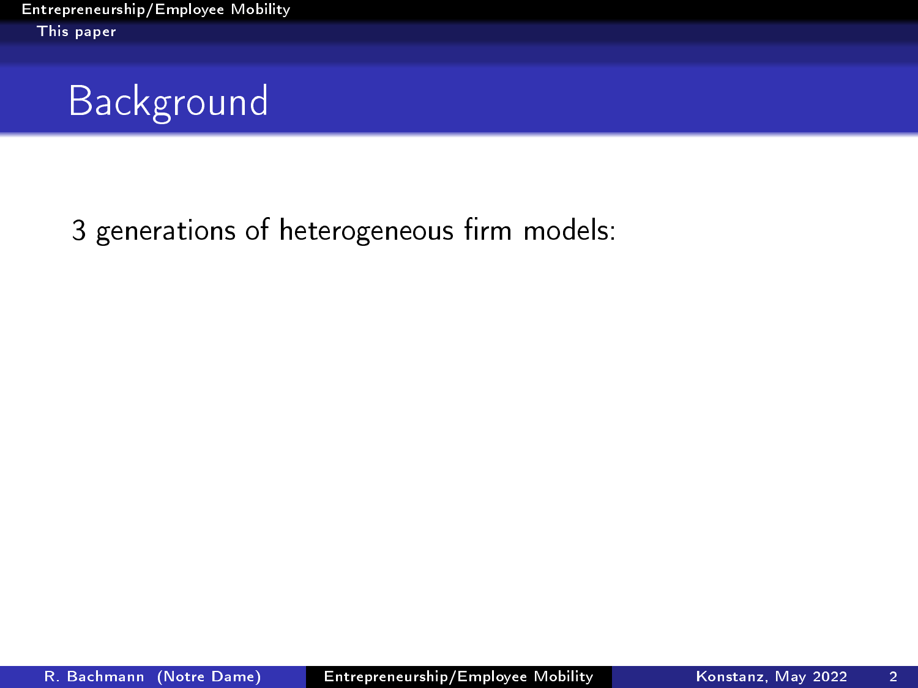# Background

3 generations of heterogeneous firm models: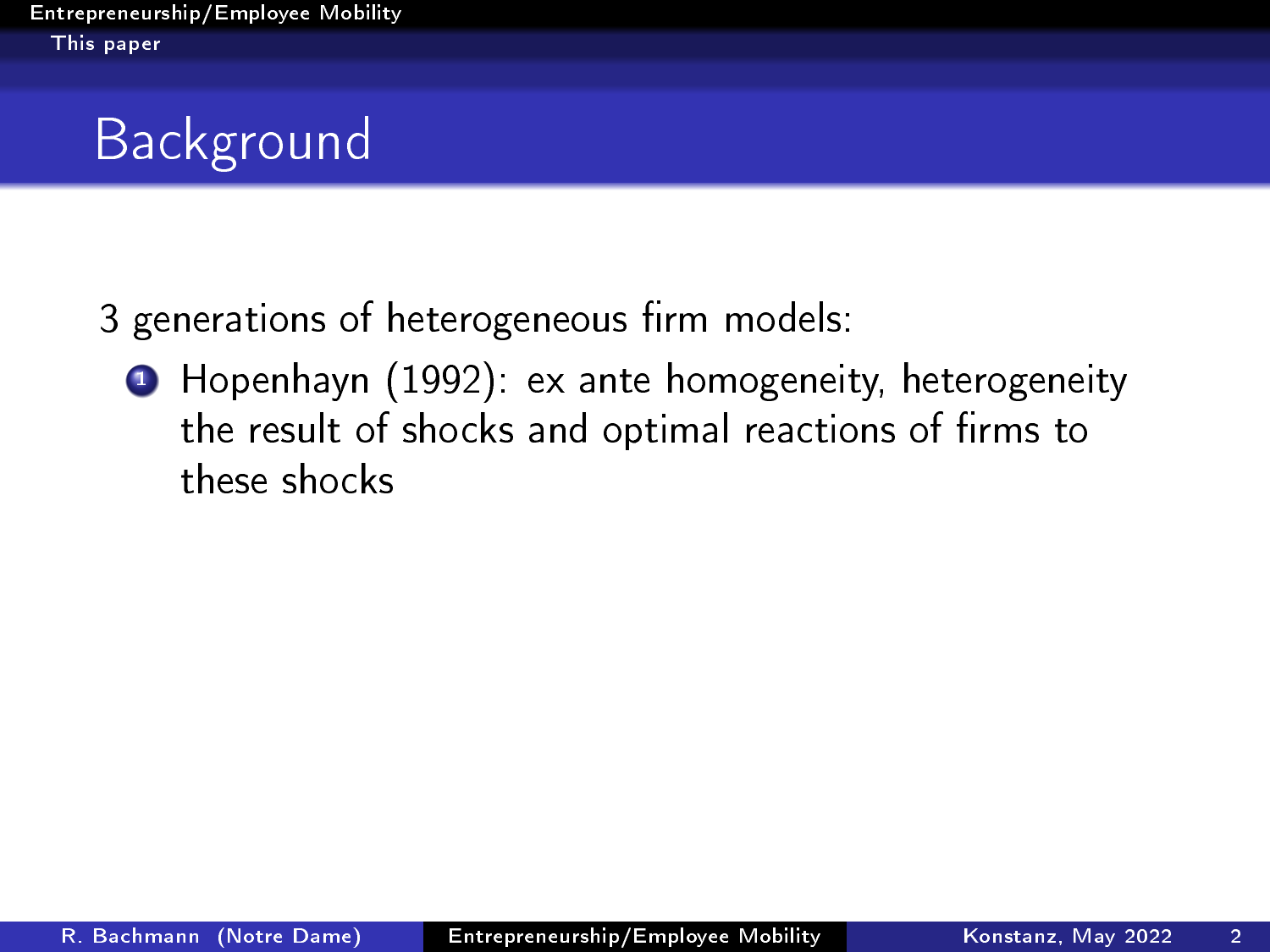# Background

3 generations of heterogeneous firm models:

1. Hopenhayn (1992): ex ante homogeneity, heterogeneity the result of shocks and optimal reactions of firms to these shocks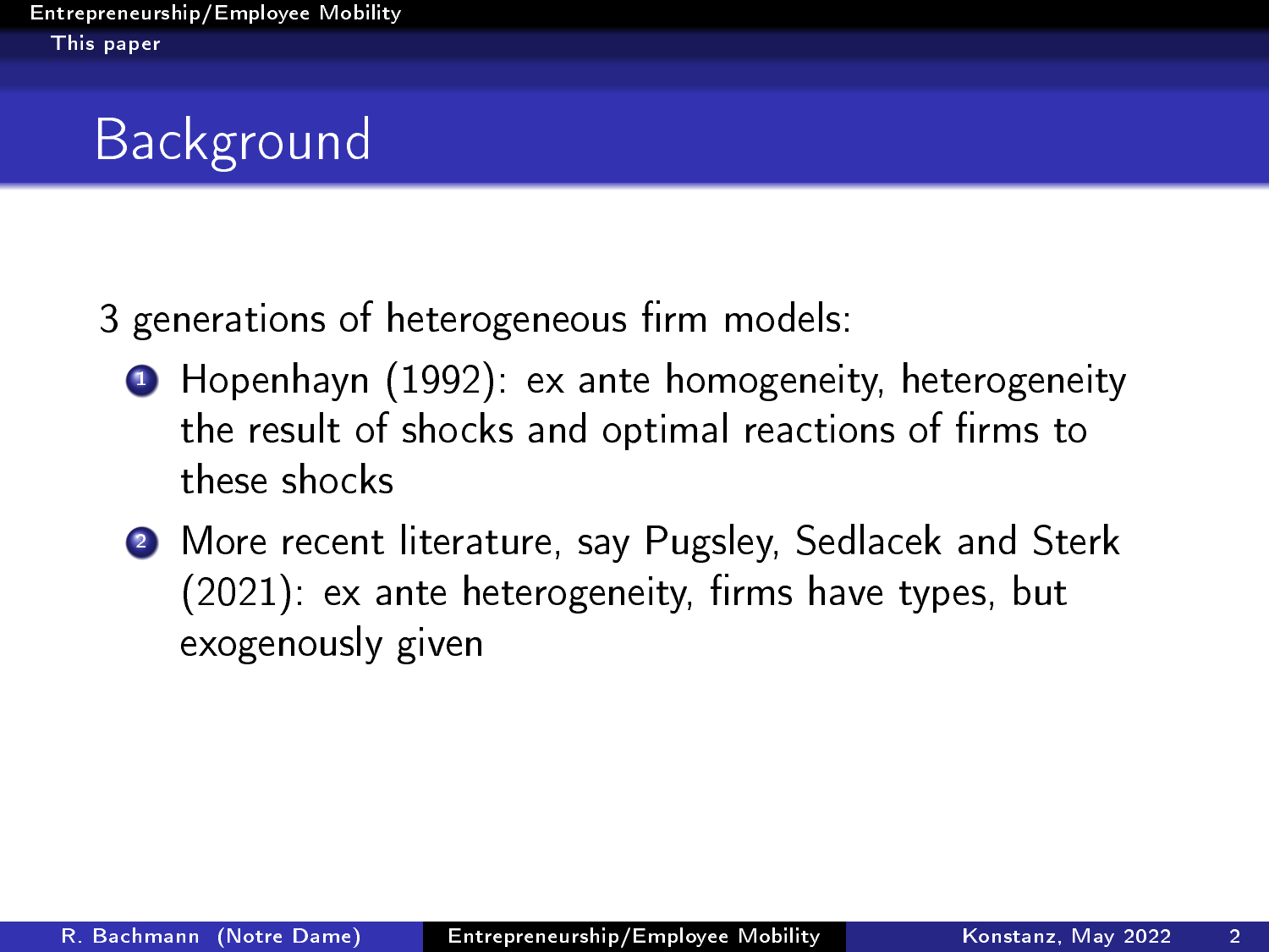# Background

3 generations of heterogeneous firm models:

1. Hopenhayn (1992): ex ante homogeneity, heterogeneity the result of shocks and optimal reactions of firms to these shocks
2. More recent literature, say Pugsley, Sedlacek and Sterk (2021): ex ante heterogeneity, firms have types, but exogenously given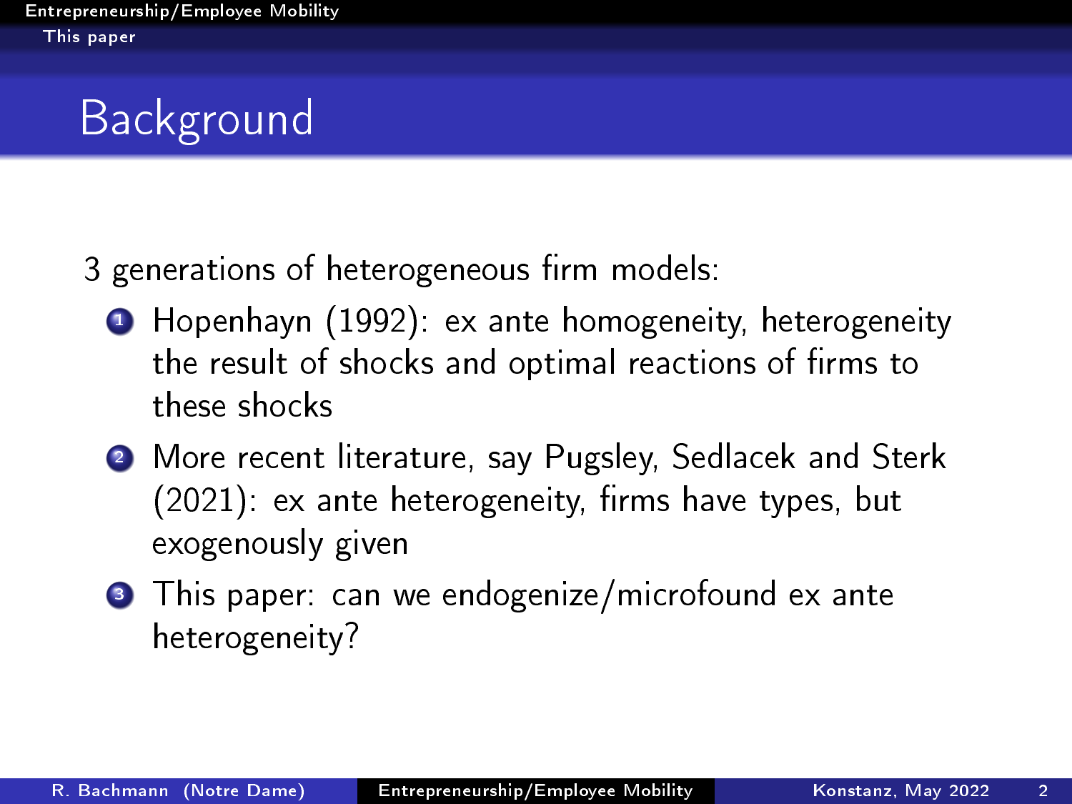# Background

3 generations of heterogeneous firm models:

1. Hopenhayn (1992): ex ante homogeneity, heterogeneity the result of shocks and optimal reactions of firms to these shocks
2. More recent literature, say Pugsley, Sedlacek and Sterk (2021): ex ante heterogeneity, firms have types, but exogenously given
3. This paper: can we endogenize/microfound ex ante heterogeneity?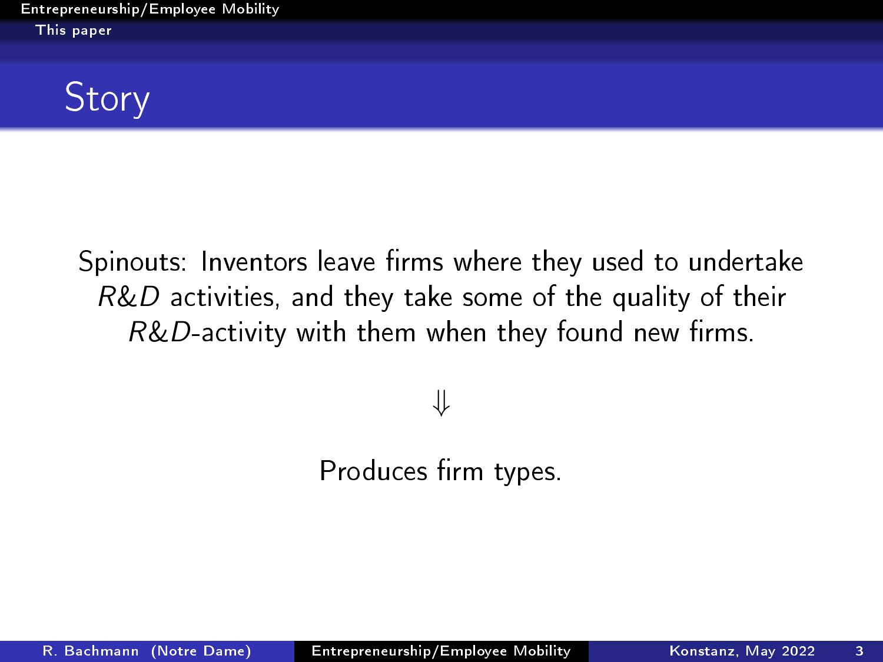# Story

Spinouts: Inventors leave firms where they used to undertake *R&D* activities, and they take some of the quality of their *R&D*-activity with them when they found new firms.

$$\Downarrow$$

Produces firm types.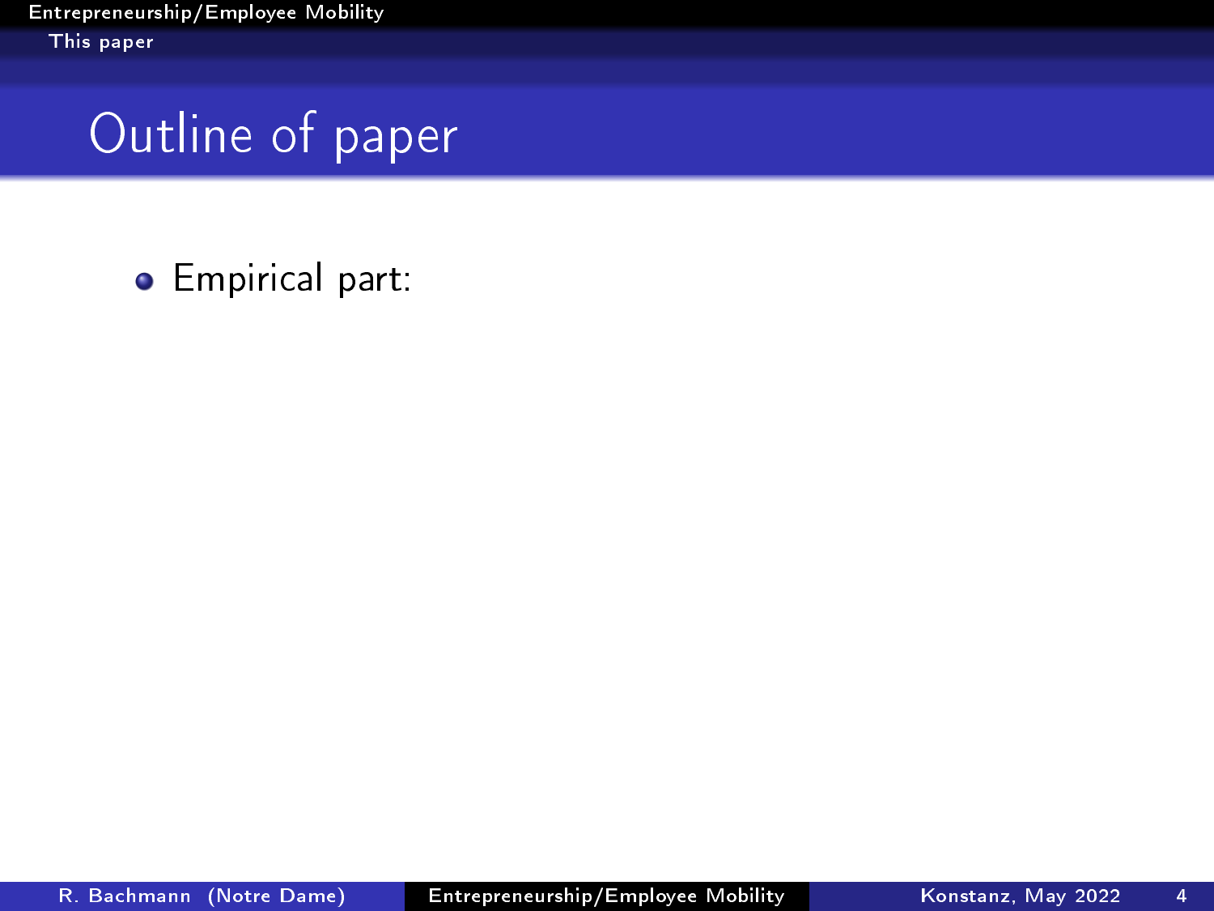## Outline of paper

- Empirical part: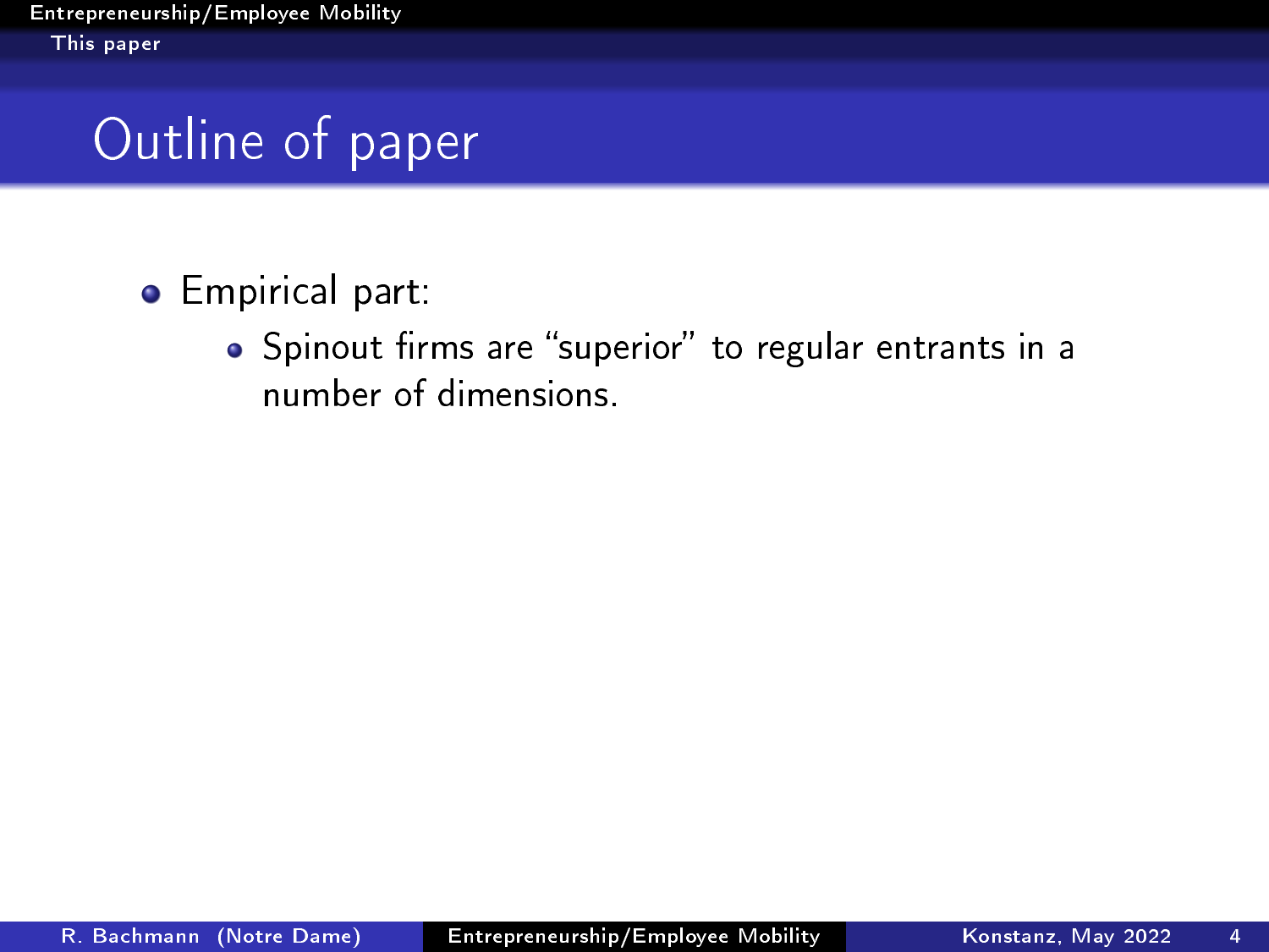# Outline of paper

- Empirical part:
  - Spinout firms are "superior" to regular entrants in a number of dimensions.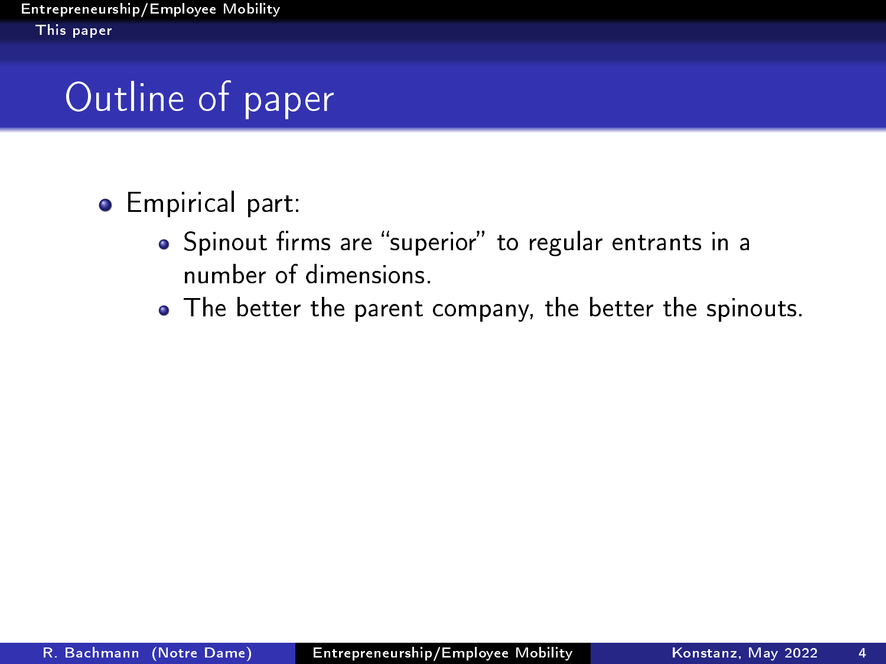# Outline of paper

- Empirical part:
  - Spinout firms are “superior” to regular entrants in a number of dimensions.
  - The better the parent company, the better the spinouts.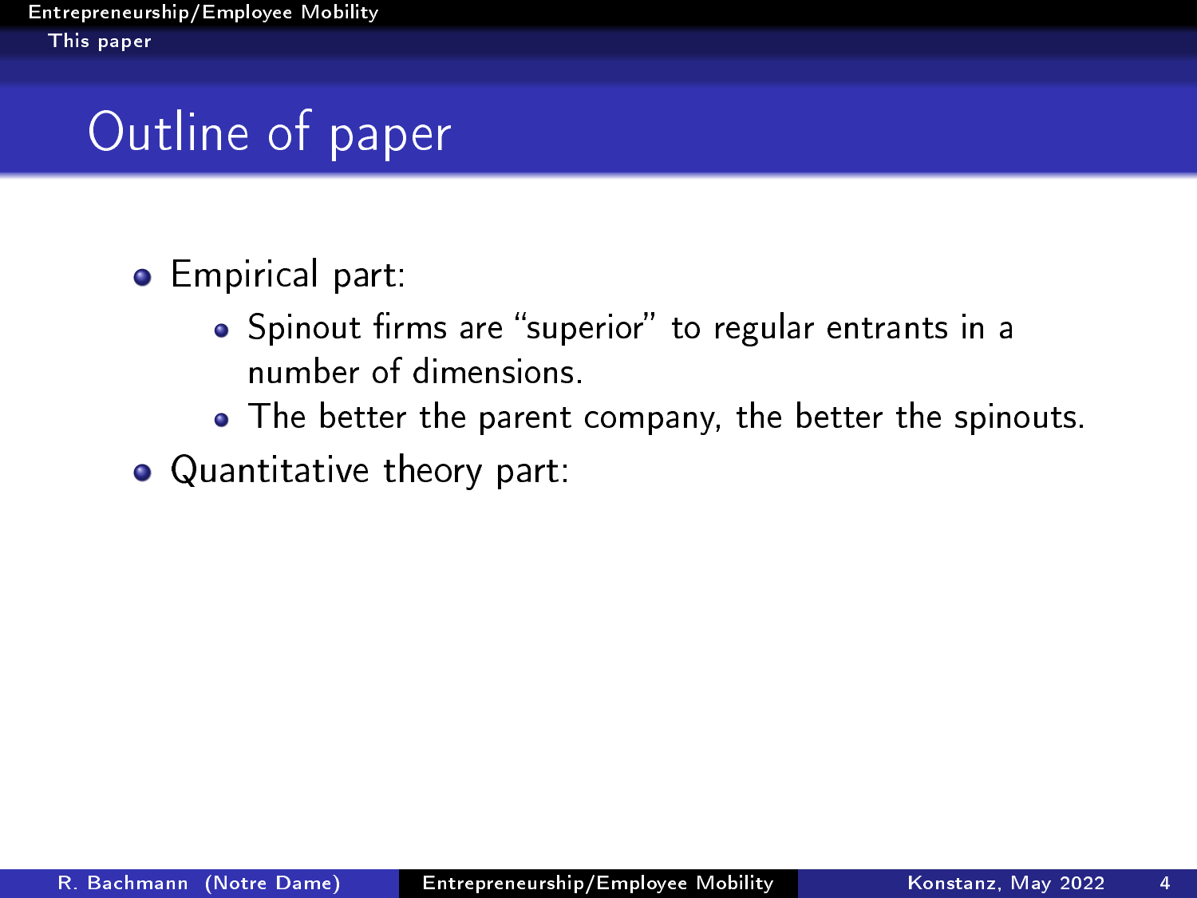# Outline of paper

- Empirical part:
  - Spinout firms are "superior" to regular entrants in a number of dimensions.
  - The better the parent company, the better the spinouts.
- Quantitative theory part: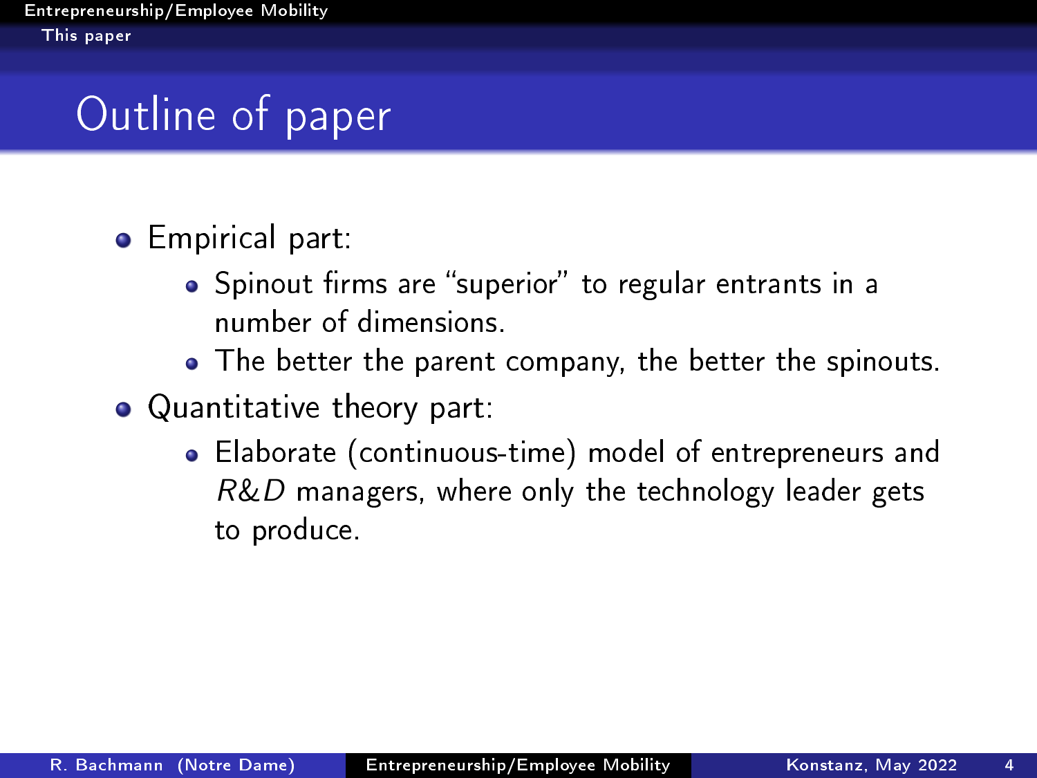# Outline of paper

- Empirical part:
  - Spinout firms are "superior" to regular entrants in a number of dimensions.
  - The better the parent company, the better the spinouts.
- Quantitative theory part:
  - Elaborate (continuous-time) model of entrepreneurs and *R&D* managers, where only the technology leader gets to produce.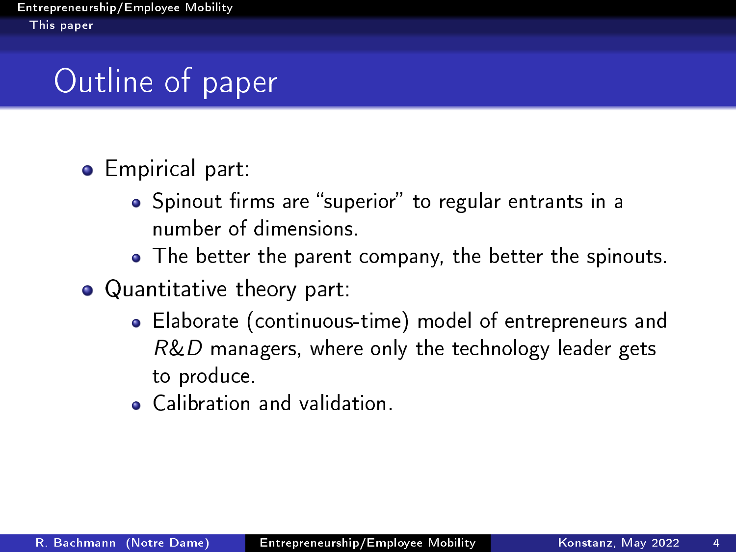# Outline of paper

- Empirical part:
  - Spinout firms are "superior" to regular entrants in a number of dimensions.
  - The better the parent company, the better the spinouts.
- Quantitative theory part:
  - Elaborate (continuous-time) model of entrepreneurs and *R&D* managers, where only the technology leader gets to produce.
  - Calibration and validation.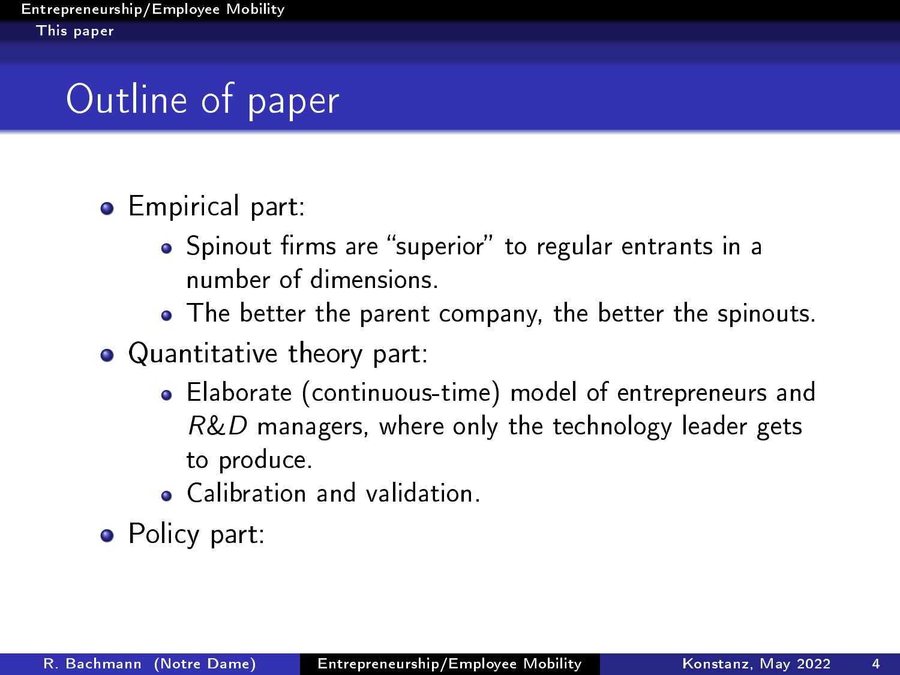# Outline of paper

- Empirical part:
  - Spinout firms are “superior” to regular entrants in a number of dimensions.
  - The better the parent company, the better the spinouts.
- Quantitative theory part:
  - Elaborate (continuous-time) model of entrepreneurs and *R&D* managers, where only the technology leader gets to produce.
  - Calibration and validation.
- Policy part: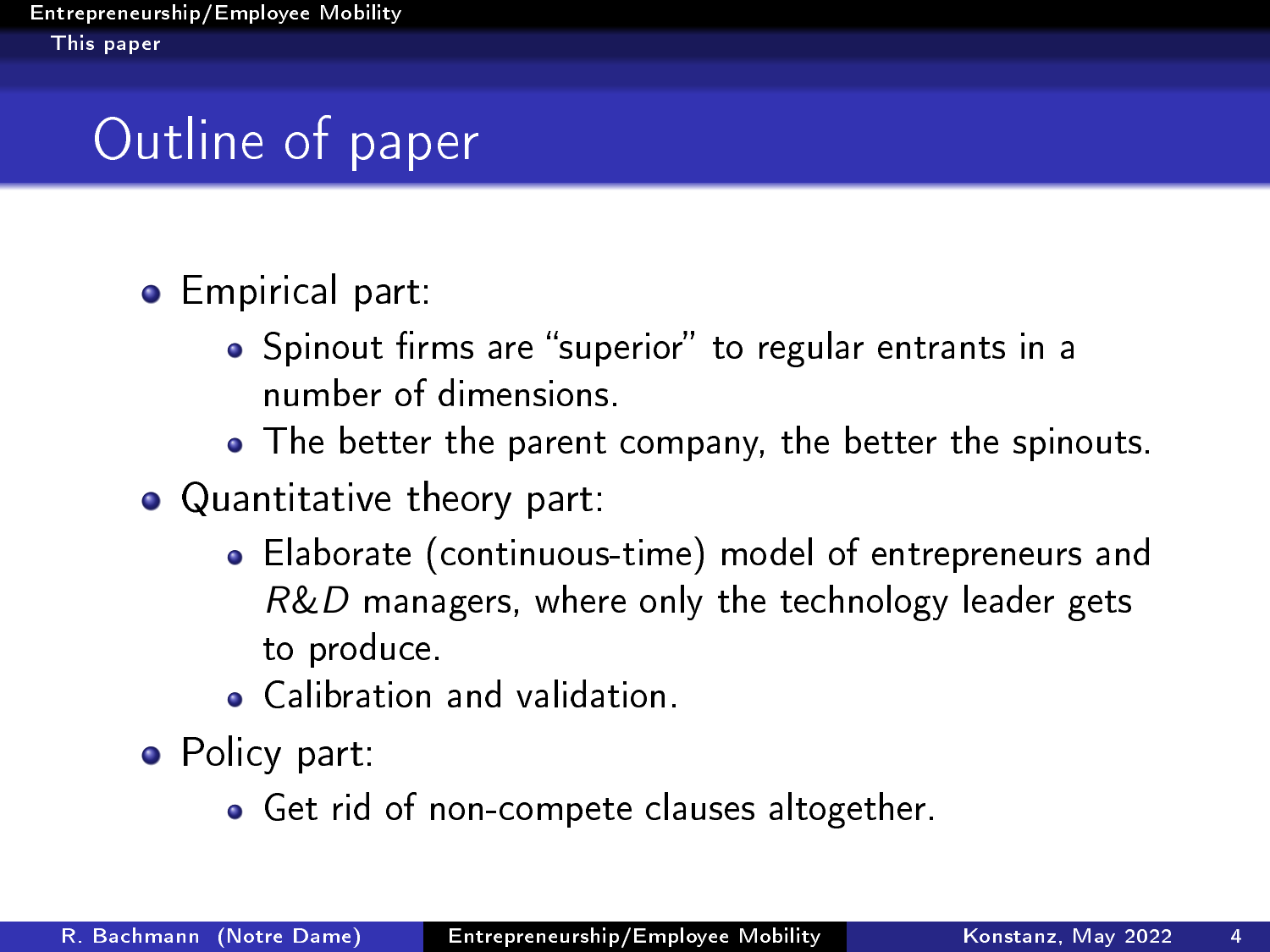# Outline of paper

- Empirical part:
  - Spinout firms are “superior” to regular entrants in a number of dimensions.
  - The better the parent company, the better the spinouts.
- Quantitative theory part:
  - Elaborate (continuous-time) model of entrepreneurs and *R&D* managers, where only the technology leader gets to produce.
  - Calibration and validation.
- Policy part:
  - Get rid of non-compete clauses altogether.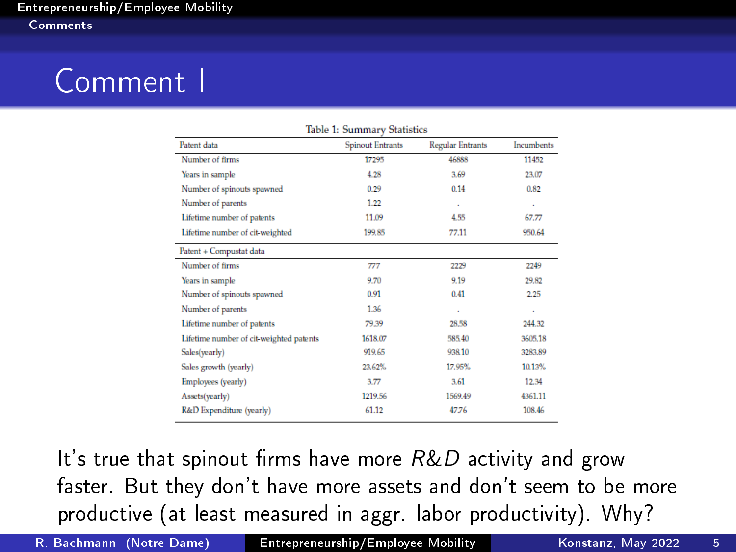# Comment I

Table 1: Summary Statistics

| Patent data | Spinout Entrants | Regular Entrants | Incumbents |
|---|---|---|---|
| Number of firms | 17295 | 46888 | 11452 |
| Years in sample | 4.28 | 3.69 | 23.07 |
| Number of spinouts spawned | 0.29 | 0.14 | 0.82 |
| Number of parents | 1.22 | . | . |
| Lifetime number of patents | 11.09 | 4.55 | 67.77 |
| Lifetime number of cit-weighted | 199.85 | 77.11 | 950.64 |
| **Patent + Compustat data** | | | |
| Number of firms | 777 | 2229 | 2249 |
| Years in sample | 9.70 | 9.19 | 29.82 |
| Number of spinouts spawned | 0.91 | 0.41 | 2.25 |
| Number of parents | 1.36 | . | . |
| Lifetime number of patents | 79.39 | 28.58 | 244.32 |
| Lifetime number of cit-weighted patents | 1618.07 | 585.40 | 3605.18 |
| Sales(yearly) | 919.65 | 938.10 | 3283.89 |
| Sales growth (yearly) | 23.62% | 17.95% | 10.13% |
| Employees (yearly) | 3.77 | 3.61 | 12.34 |
| Assets(yearly) | 1219.56 | 1569.49 | 4361.11 |
| R&D Expenditure (yearly) | 61.12 | 47.76 | 108.46 |

It's true that spinout firms have more *R&D* activity and grow faster. But they don't have more assets and don't seem to be more productive (at least measured in aggr. labor productivity). Why?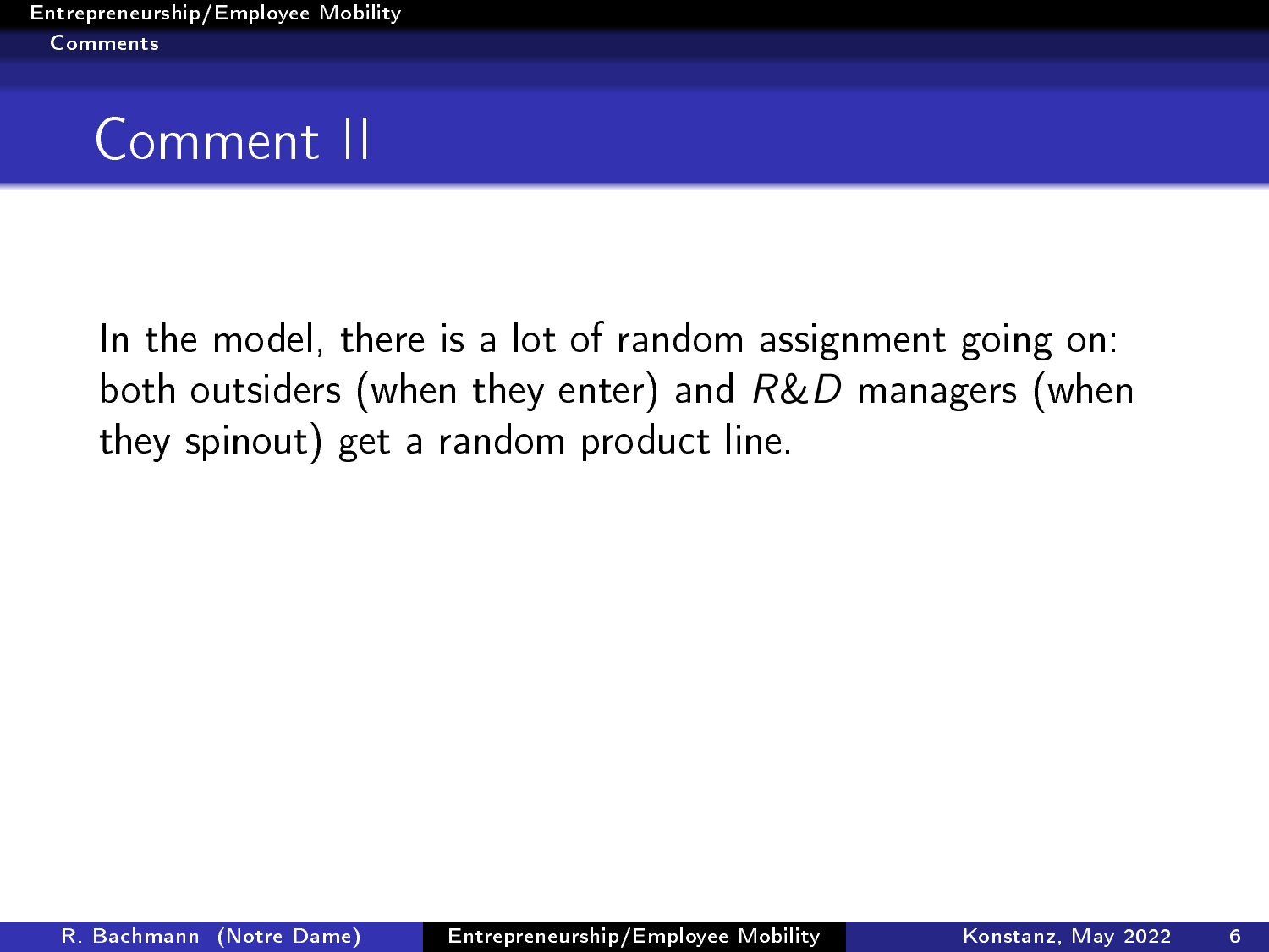# Comment II

In the model, there is a lot of random assignment going on: both outsiders (when they enter) and *R&D* managers (when they spinout) get a random product line.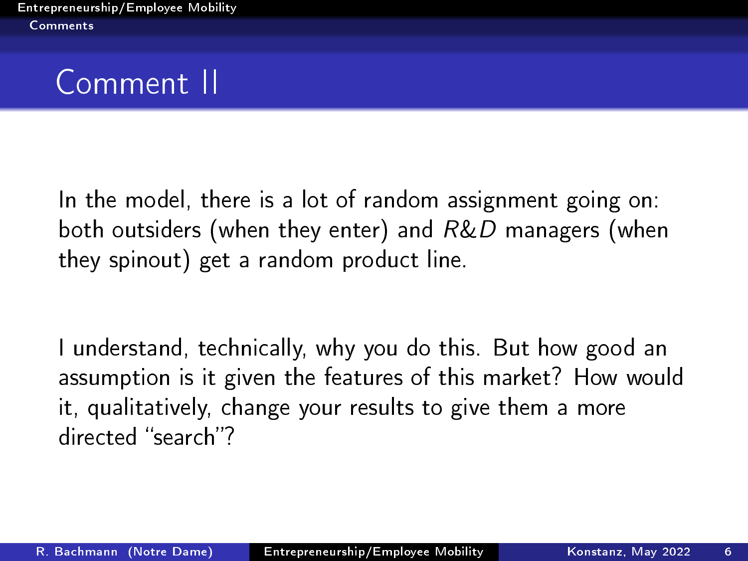# Comment II

In the model, there is a lot of random assignment going on: both outsiders (when they enter) and *R&D* managers (when they spinout) get a random product line.

I understand, technically, why you do this. But how good an assumption is it given the features of this market? How would it, qualitatively, change your results to give them a more directed "search"?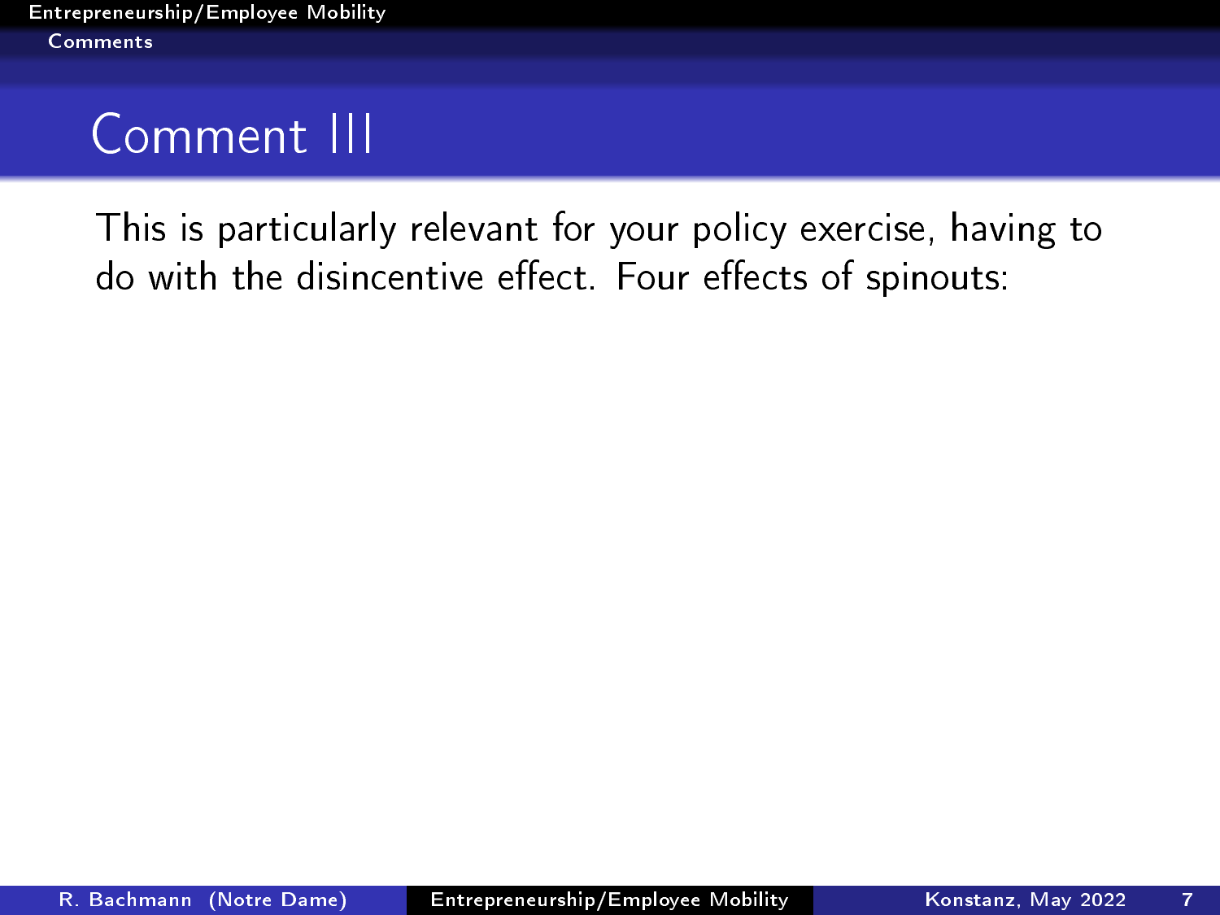# Comment III

This is particularly relevant for your policy exercise, having to do with the disincentive effect. Four effects of spinouts: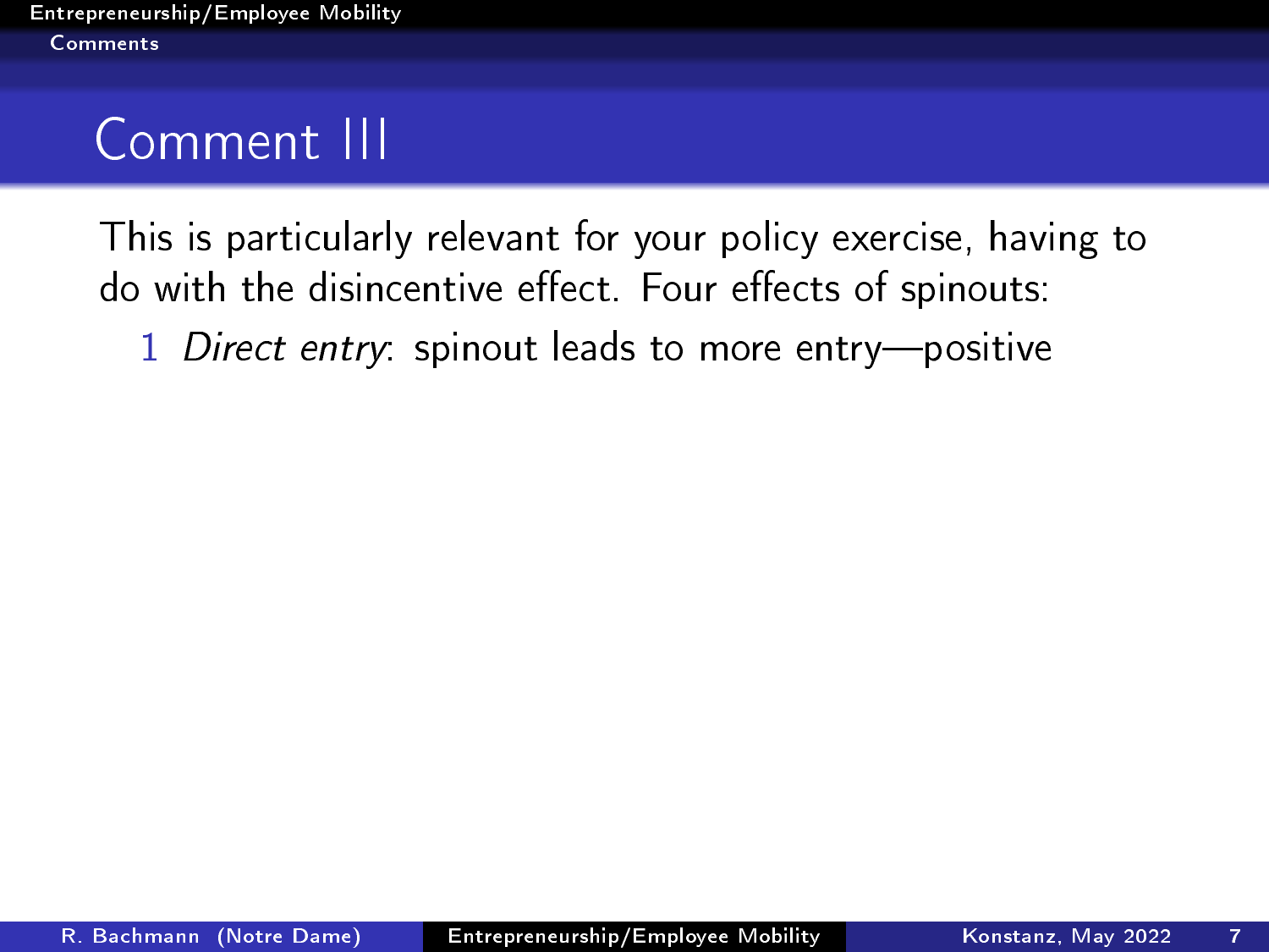# Comment III

This is particularly relevant for your policy exercise, having to do with the disincentive effect. Four effects of spinouts:

1. *Direct entry*: spinout leads to more entry—positive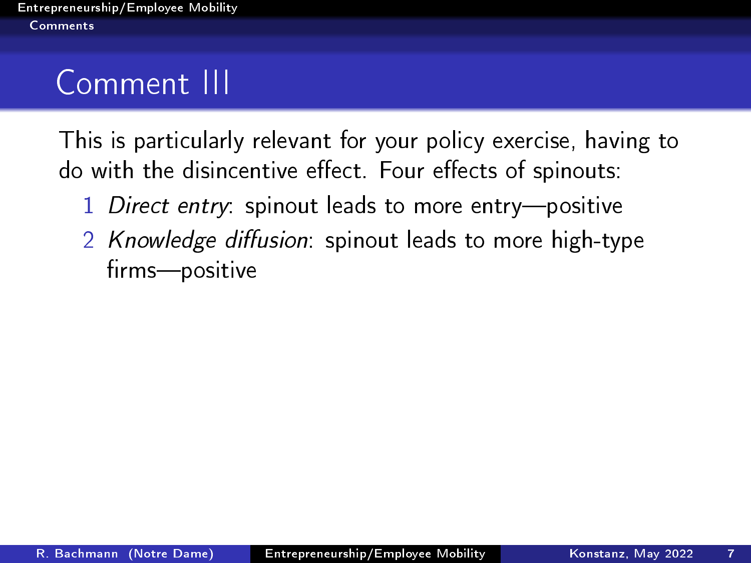# Comment III

This is particularly relevant for your policy exercise, having to do with the disincentive effect. Four effects of spinouts:

1. *Direct entry*: spinout leads to more entry—positive
2. *Knowledge diffusion*: spinout leads to more high-type firms—positive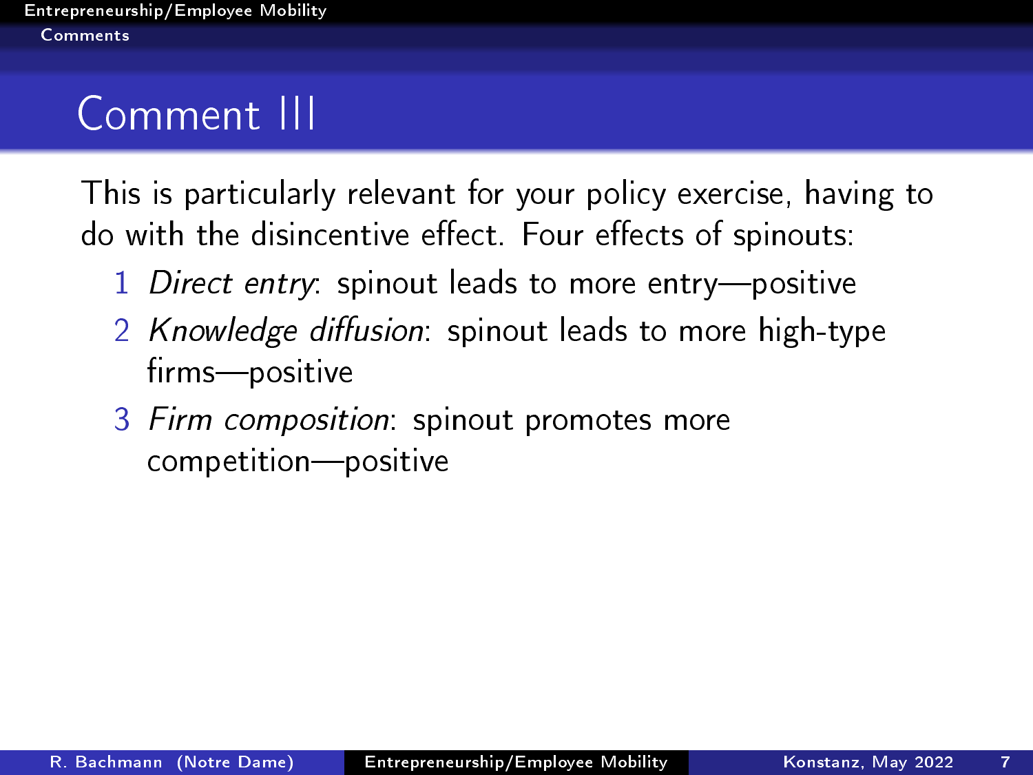# Comment III

This is particularly relevant for your policy exercise, having to do with the disincentive effect. Four effects of spinouts:

1. *Direct entry*: spinout leads to more entry—positive
2. *Knowledge diffusion*: spinout leads to more high-type firms—positive
3. *Firm composition*: spinout promotes more competition—positive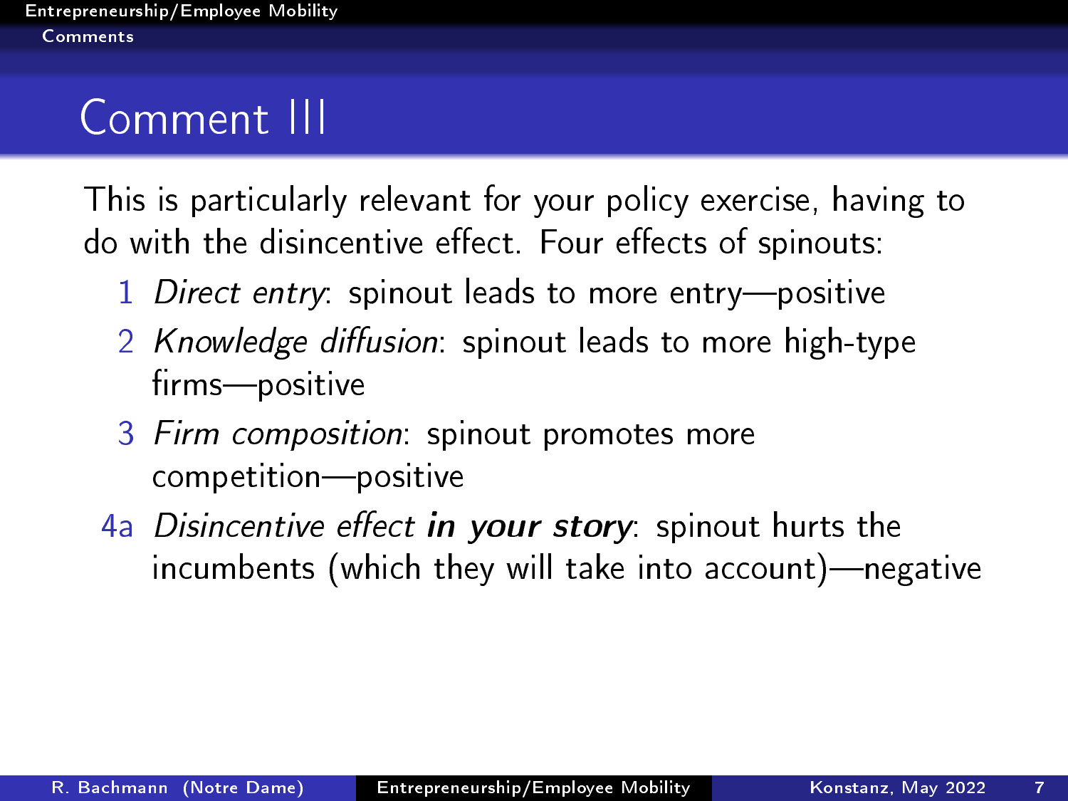# Comment III

This is particularly relevant for your policy exercise, having to do with the disincentive effect. Four effects of spinouts:

1 *Direct entry*: spinout leads to more entry—positive

2 *Knowledge diffusion*: spinout leads to more high-type firms—positive

3 *Firm composition*: spinout promotes more competition—positive

4a *Disincentive effect* ***in your story***: spinout hurts the incumbents (which they will take into account)—negative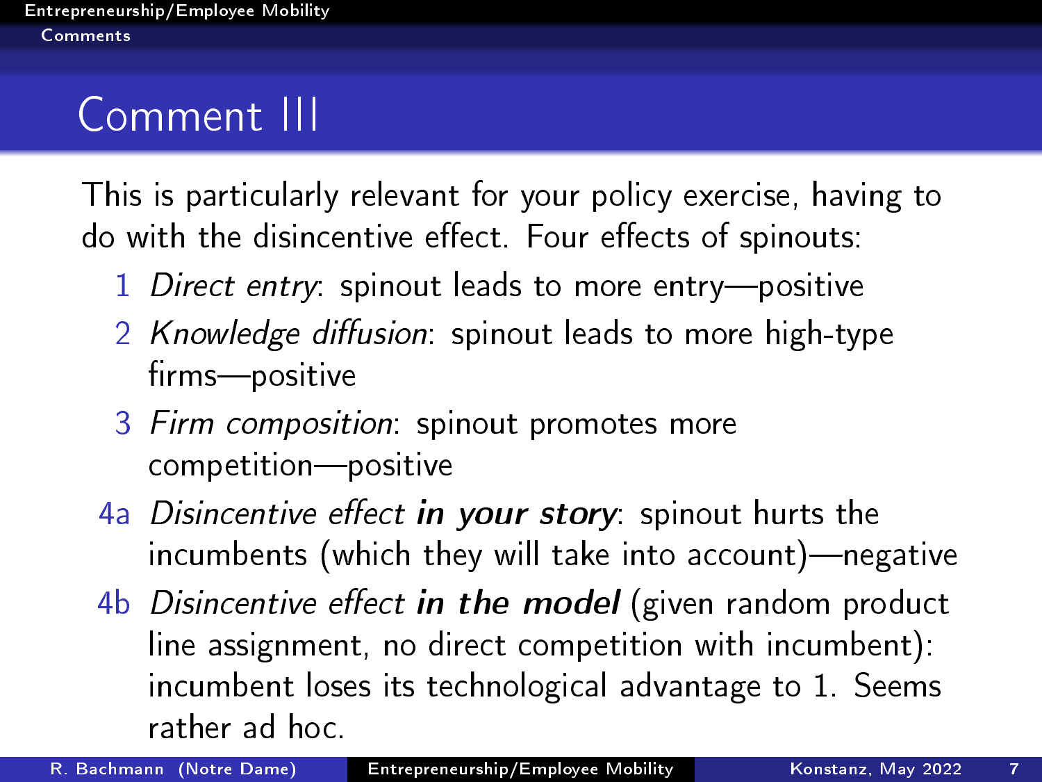# Comment III

This is particularly relevant for your policy exercise, having to do with the disincentive effect. Four effects of spinouts:

1. *Direct entry*: spinout leads to more entry—positive
2. *Knowledge diffusion*: spinout leads to more high-type firms—positive
3. *Firm composition*: spinout promotes more competition—positive

4a *Disincentive effect* ***in your story***: spinout hurts the incumbents (which they will take into account)—negative

4b *Disincentive effect* ***in the model*** (given random product line assignment, no direct competition with incumbent): incumbent loses its technological advantage to 1. Seems rather ad hoc.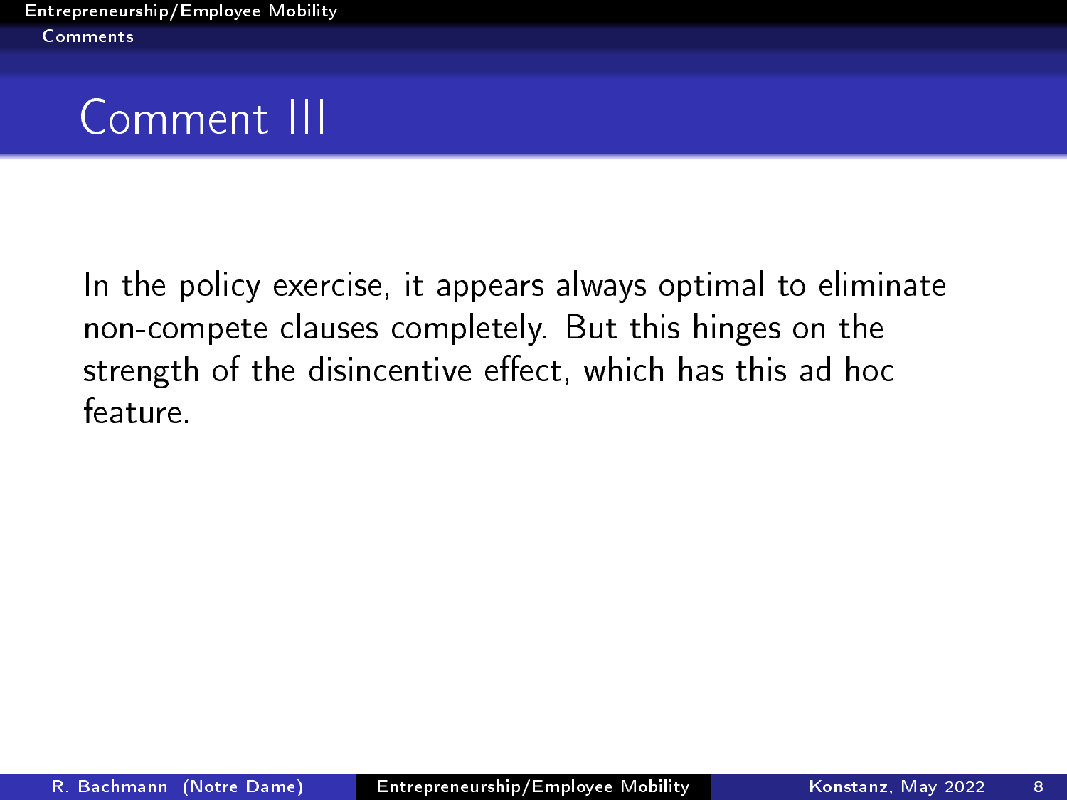# Comment III

In the policy exercise, it appears always optimal to eliminate non-compete clauses completely. But this hinges on the strength of the disincentive effect, which has this ad hoc feature.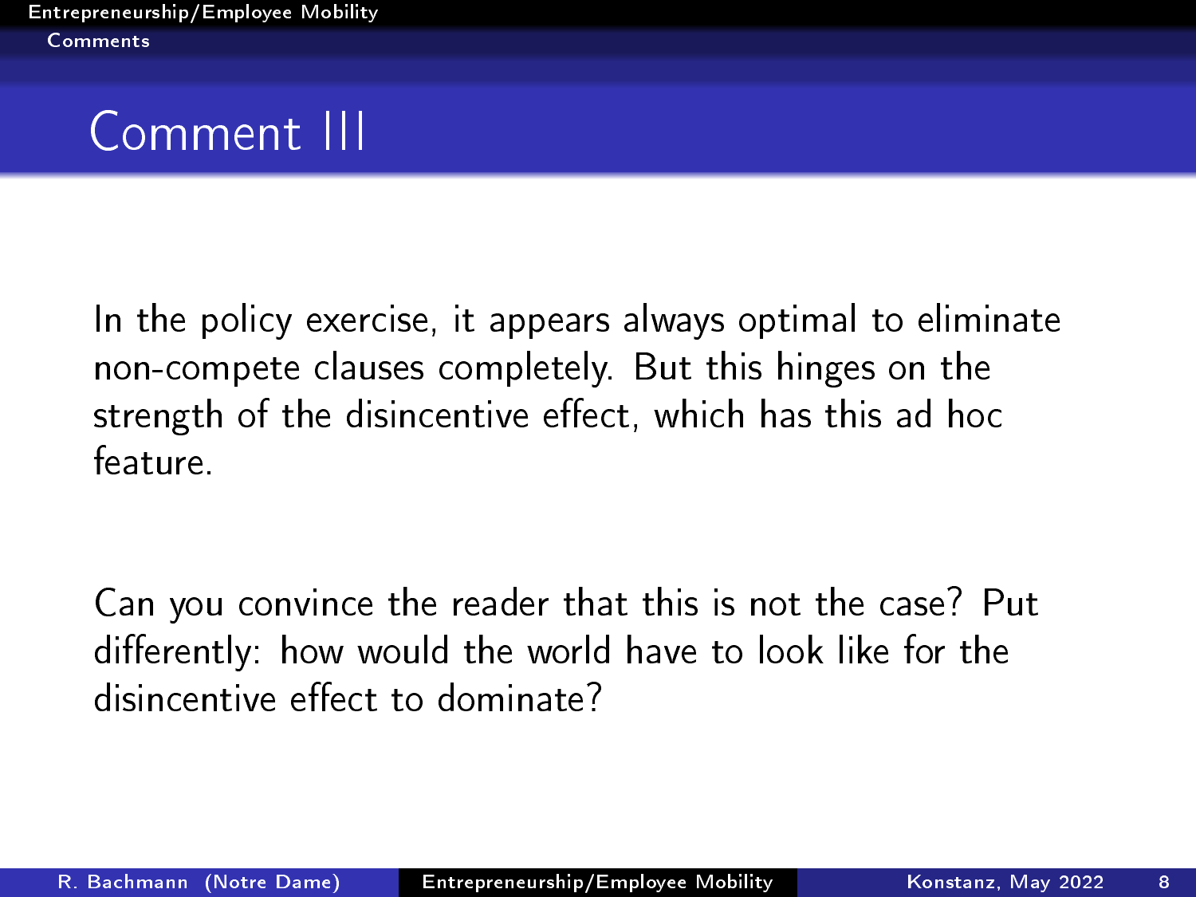# Comment III

In the policy exercise, it appears always optimal to eliminate non-compete clauses completely. But this hinges on the strength of the disincentive effect, which has this ad hoc feature.

Can you convince the reader that this is not the case? Put differently: how would the world have to look like for the disincentive effect to dominate?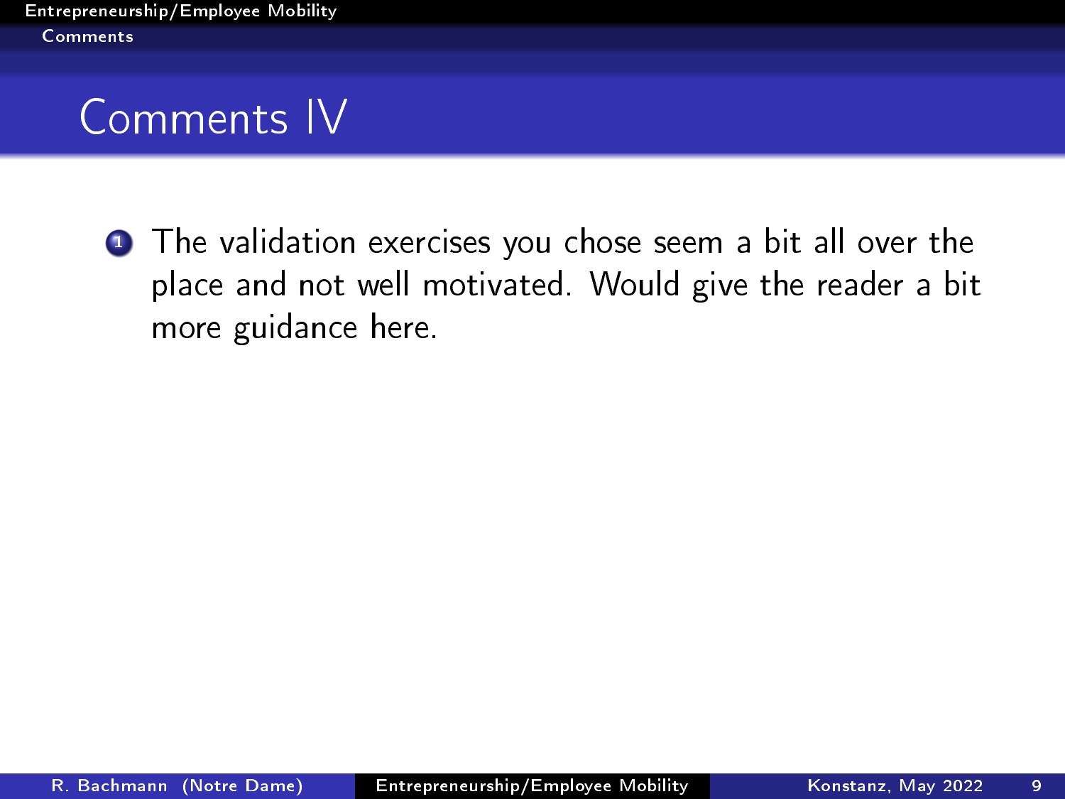# Comments IV

1. The validation exercises you chose seem a bit all over the place and not well motivated. Would give the reader a bit more guidance here.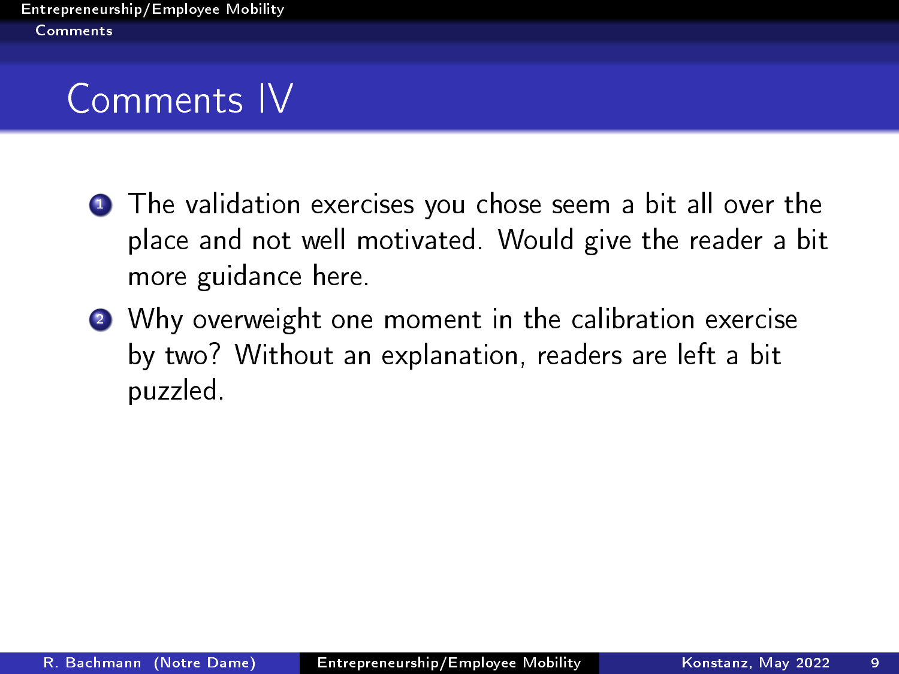# Comments IV

1. The validation exercises you chose seem a bit all over the place and not well motivated. Would give the reader a bit more guidance here.
2. Why overweight one moment in the calibration exercise by two? Without an explanation, readers are left a bit puzzled.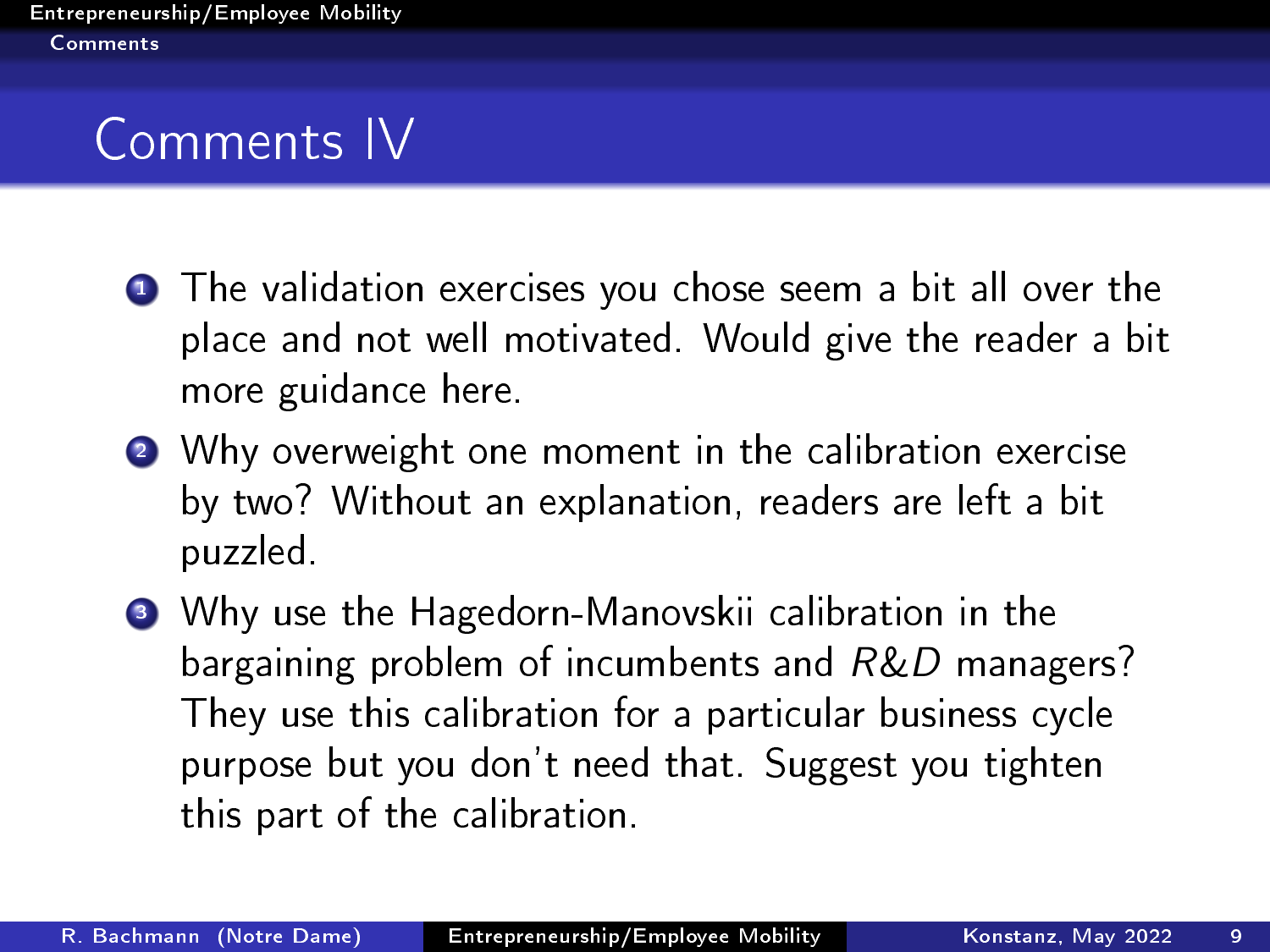# Comments IV

1. The validation exercises you chose seem a bit all over the place and not well motivated. Would give the reader a bit more guidance here.
2. Why overweight one moment in the calibration exercise by two? Without an explanation, readers are left a bit puzzled.
3. Why use the Hagedorn-Manovskii calibration in the bargaining problem of incumbents and $R\&D$ managers? They use this calibration for a particular business cycle purpose but you don't need that. Suggest you tighten this part of the calibration.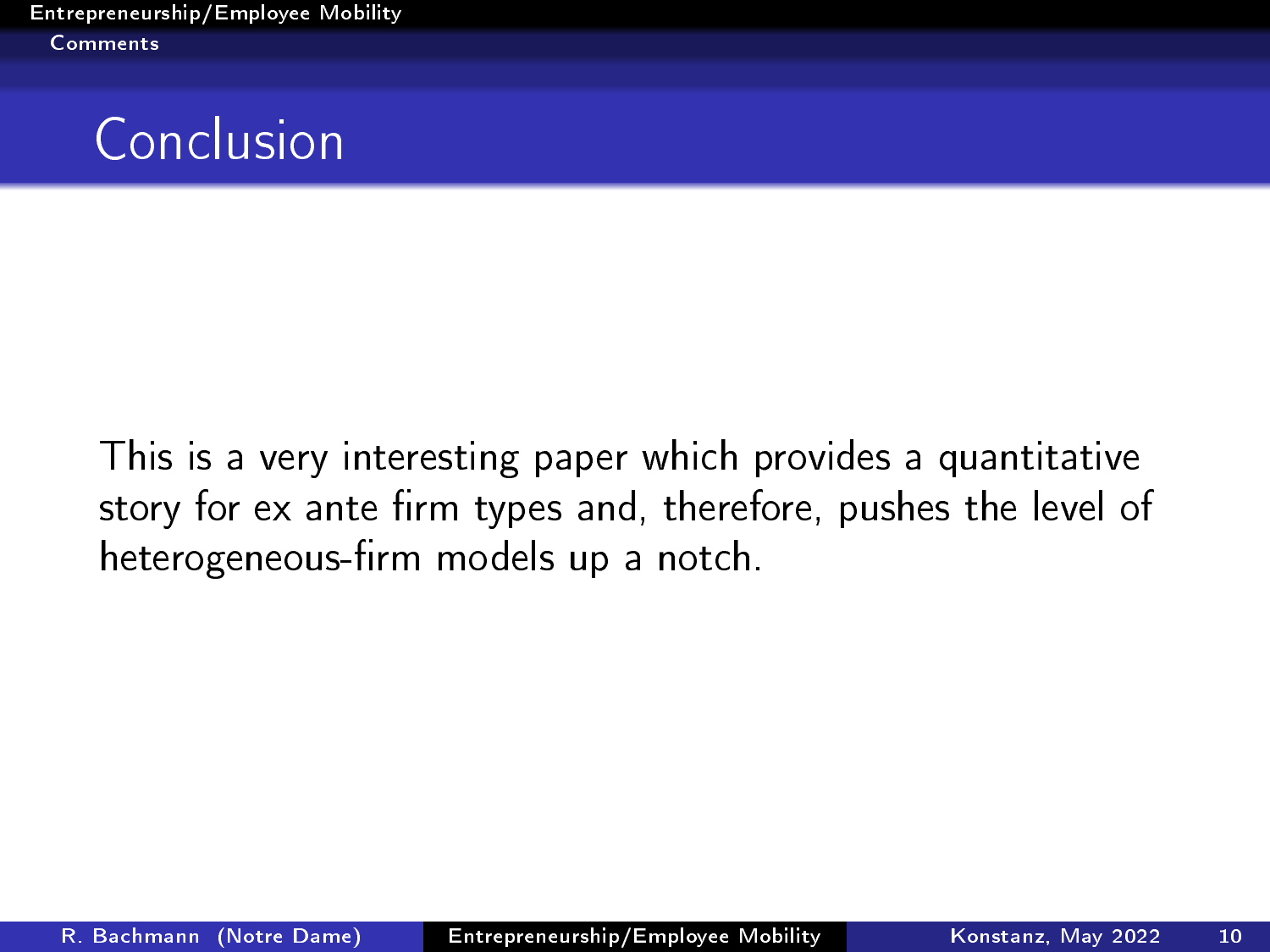# Conclusion

This is a very interesting paper which provides a quantitative story for ex ante firm types and, therefore, pushes the level of heterogeneous-firm models up a notch.